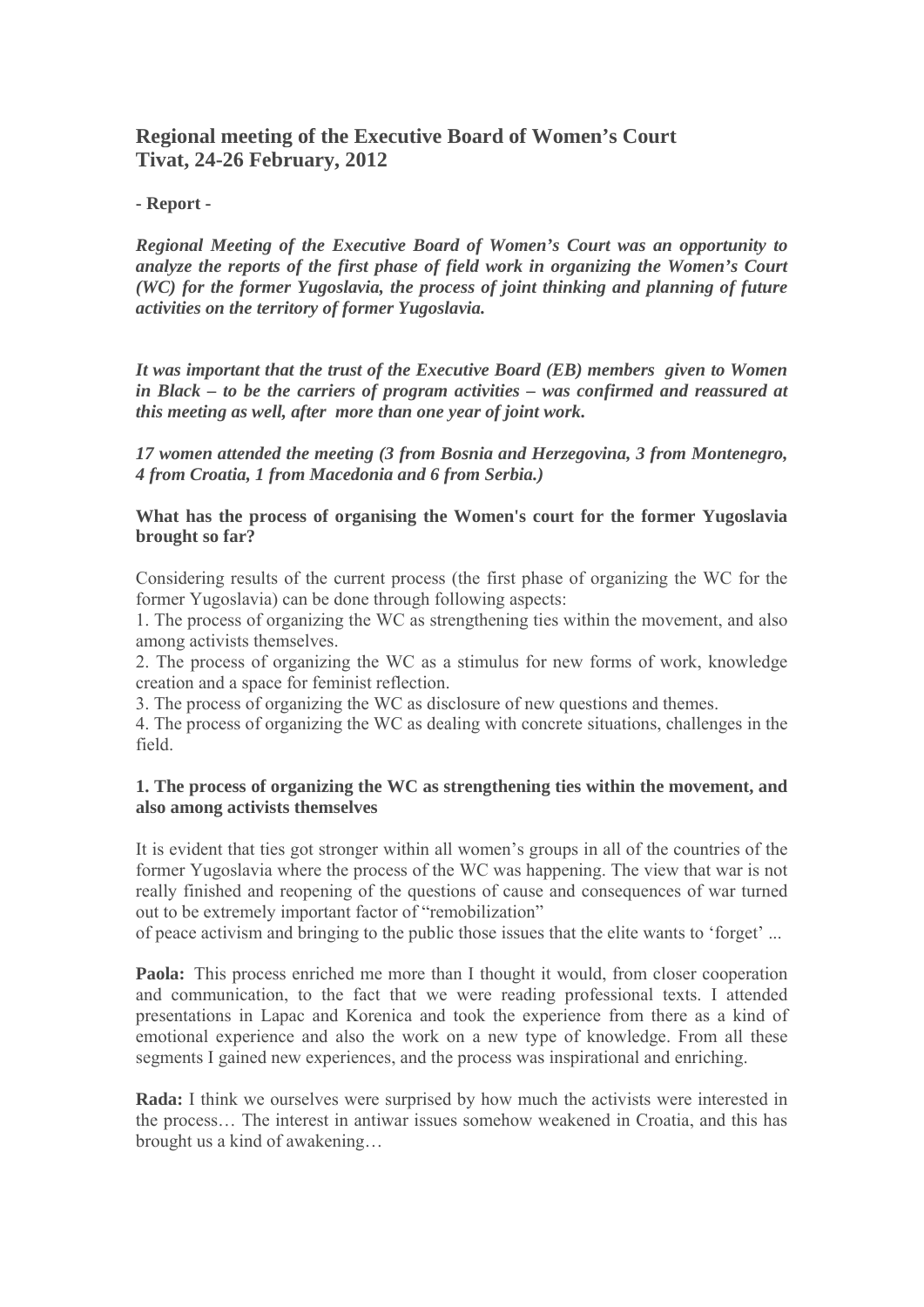## Regional meeting of the Executive Board of Women's Court
## Tivat, 24-26 February, 2012

**- Report -**

***Regional Meeting of the Executive Board of Women's Court was an opportunity to analyze the reports of the first phase of field work in organizing the Women's Court (WC) for the former Yugoslavia, the process of joint thinking and planning of future activities on the territory of former Yugoslavia.***

***It was important that the trust of the Executive Board (EB) members given to Women in Black – to be the carriers of program activities – was confirmed and reassured at this meeting as well, after more than one year of joint work.***

***17 women attended the meeting (3 from Bosnia and Herzegovina, 3 from Montenegro, 4 from Croatia, 1 from Macedonia and 6 from Serbia.)***

**What has the process of organising the Women's court for the former Yugoslavia brought so far?**

Considering results of the current process (the first phase of organizing the WC for the former Yugoslavia) can be done through following aspects:

1. The process of organizing the WC as strengthening ties within the movement, and also among activists themselves.
2. The process of organizing the WC as a stimulus for new forms of work, knowledge creation and a space for feminist reflection.
3. The process of organizing the WC as disclosure of new questions and themes.
4. The process of organizing the WC as dealing with concrete situations, challenges in the field.

**1. The process of organizing the WC as strengthening ties within the movement, and also among activists themselves**

It is evident that ties got stronger within all women's groups in all of the countries of the former Yugoslavia where the process of the WC was happening. The view that war is not really finished and reopening of the questions of cause and consequences of war turned out to be extremely important factor of "remobilization" of peace activism and bringing to the public those issues that the elite wants to 'forget' ...

**Paola:** This process enriched me more than I thought it would, from closer cooperation and communication, to the fact that we were reading professional texts. I attended presentations in Lapac and Korenica and took the experience from there as a kind of emotional experience and also the work on a new type of knowledge. From all these segments I gained new experiences, and the process was inspirational and enriching.

**Rada:** I think we ourselves were surprised by how much the activists were interested in the process… The interest in antiwar issues somehow weakened in Croatia, and this has brought us a kind of awakening…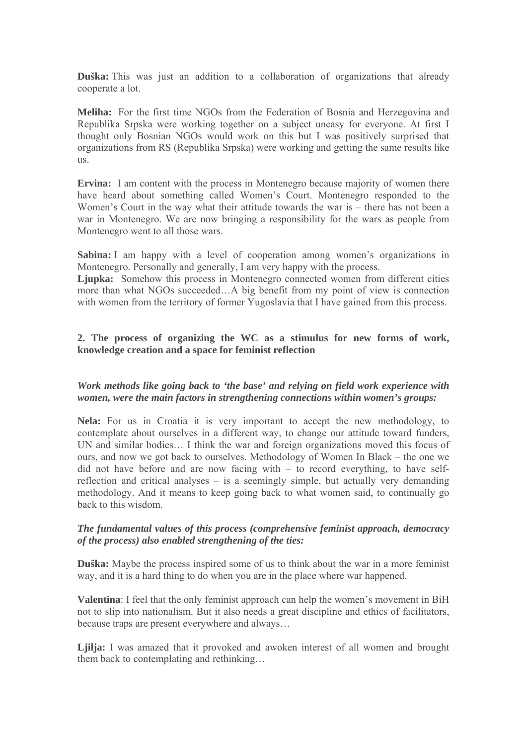**Duška:** This was just an addition to a collaboration of organizations that already cooperate a lot.

**Meliha:** For the first time NGOs from the Federation of Bosnia and Herzegovina and Republika Srpska were working together on a subject uneasy for everyone. At first I thought only Bosnian NGOs would work on this but I was positively surprised that organizations from RS (Republika Srpska) were working and getting the same results like us.

**Ervina:** I am content with the process in Montenegro because majority of women there have heard about something called Women's Court. Montenegro responded to the Women's Court in the way what their attitude towards the war is – there has not been a war in Montenegro. We are now bringing a responsibility for the wars as people from Montenegro went to all those wars.

**Sabina:** I am happy with a level of cooperation among women's organizations in Montenegro. Personally and generally, I am very happy with the process.

**Ljupka:** Somehow this process in Montenegro connected women from different cities more than what NGOs succeeded…A big benefit from my point of view is connection with women from the territory of former Yugoslavia that I have gained from this process.

## 2. The process of organizing the WC as a stimulus for new forms of work, knowledge creation and a space for feminist reflection

***Work methods like going back to 'the base' and relying on field work experience with women, were the main factors in strengthening connections within women's groups:***

**Nela:** For us in Croatia it is very important to accept the new methodology, to contemplate about ourselves in a different way, to change our attitude toward funders, UN and similar bodies… I think the war and foreign organizations moved this focus of ours, and now we got back to ourselves. Methodology of Women In Black – the one we did not have before and are now facing with – to record everything, to have self-reflection and critical analyses – is a seemingly simple, but actually very demanding methodology. And it means to keep going back to what women said, to continually go back to this wisdom.

***The fundamental values of this process (comprehensive feminist approach, democracy of the process) also enabled strengthening of the ties:***

**Duška:** Maybe the process inspired some of us to think about the war in a more feminist way, and it is a hard thing to do when you are in the place where war happened.

**Valentina**: I feel that the only feminist approach can help the women's movement in BiH not to slip into nationalism. But it also needs a great discipline and ethics of facilitators, because traps are present everywhere and always…

**Ljilja:** I was amazed that it provoked and awoken interest of all women and brought them back to contemplating and rethinking…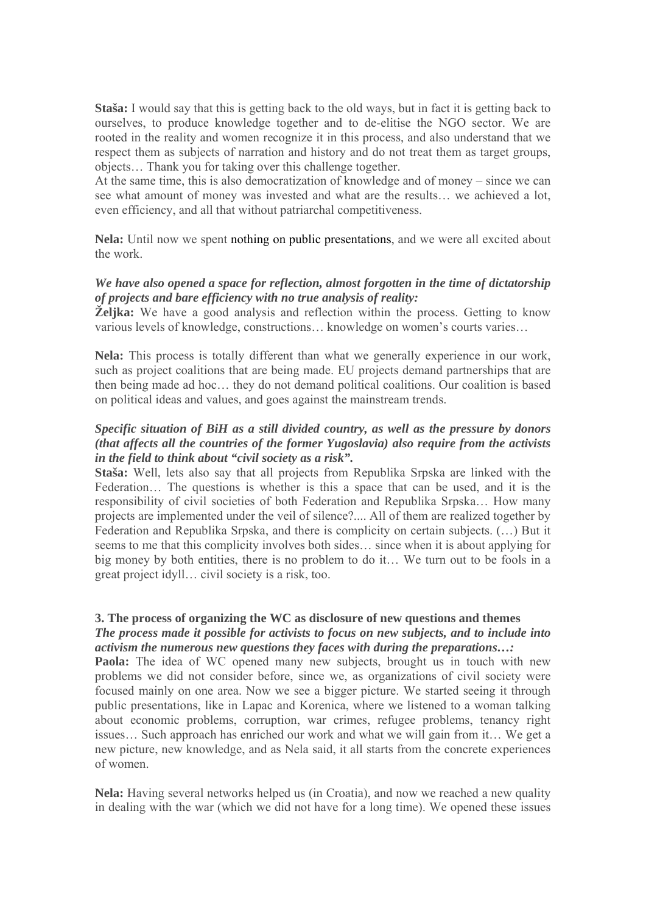**Staša:** I would say that this is getting back to the old ways, but in fact it is getting back to ourselves, to produce knowledge together and to de-elitise the NGO sector. We are rooted in the reality and women recognize it in this process, and also understand that we respect them as subjects of narration and history and do not treat them as target groups, objects… Thank you for taking over this challenge together.
At the same time, this is also democratization of knowledge and of money – since we can see what amount of money was invested and what are the results… we achieved a lot, even efficiency, and all that without patriarchal competitiveness.

**Nela:** Until now we spent nothing on public presentations, and we were all excited about the work.

***We have also opened a space for reflection, almost forgotten in the time of dictatorship of projects and bare efficiency with no true analysis of reality:***
**Željka:** We have a good analysis and reflection within the process. Getting to know various levels of knowledge, constructions… knowledge on women's courts varies…

**Nela:** This process is totally different than what we generally experience in our work, such as project coalitions that are being made. EU projects demand partnerships that are then being made ad hoc… they do not demand political coalitions. Our coalition is based on political ideas and values, and goes against the mainstream trends.

***Specific situation of BiH as a still divided country, as well as the pressure by donors (that affects all the countries of the former Yugoslavia) also require from the activists in the field to think about "civil society as a risk".***
**Staša:** Well, lets also say that all projects from Republika Srpska are linked with the Federation… The questions is whether is this a space that can be used, and it is the responsibility of civil societies of both Federation and Republika Srpska… How many projects are implemented under the veil of silence?.... All of them are realized together by Federation and Republika Srpska, and there is complicity on certain subjects. (…) But it seems to me that this complicity involves both sides… since when it is about applying for big money by both entities, there is no problem to do it… We turn out to be fools in a great project idyll… civil society is a risk, too.

### 3. The process of organizing the WC as disclosure of new questions and themes

***The process made it possible for activists to focus on new subjects, and to include into activism the numerous new questions they faces with during the preparations…:***
**Paola:** The idea of WC opened many new subjects, brought us in touch with new problems we did not consider before, since we, as organizations of civil society were focused mainly on one area. Now we see a bigger picture. We started seeing it through public presentations, like in Lapac and Korenica, where we listened to a woman talking about economic problems, corruption, war crimes, refugee problems, tenancy right issues… Such approach has enriched our work and what we will gain from it… We get a new picture, new knowledge, and as Nela said, it all starts from the concrete experiences of women.

**Nela:** Having several networks helped us (in Croatia), and now we reached a new quality in dealing with the war (which we did not have for a long time). We opened these issues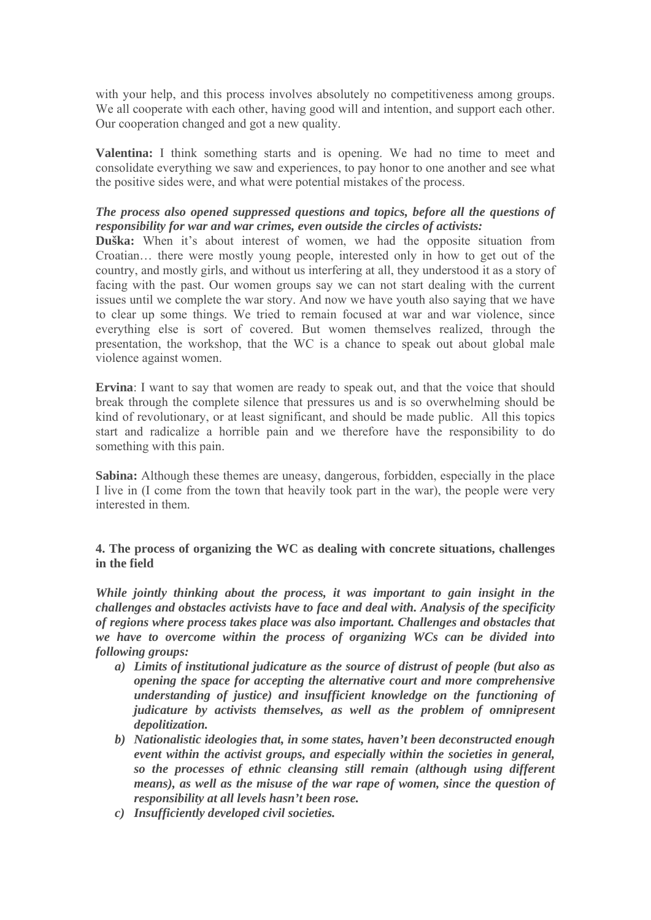with your help, and this process involves absolutely no competitiveness among groups. We all cooperate with each other, having good will and intention, and support each other. Our cooperation changed and got a new quality.

**Valentina:** I think something starts and is opening. We had no time to meet and consolidate everything we saw and experiences, to pay honor to one another and see what the positive sides were, and what were potential mistakes of the process.

***The process also opened suppressed questions and topics, before all the questions of responsibility for war and war crimes, even outside the circles of activists:***

**Duška:** When it's about interest of women, we had the opposite situation from Croatian… there were mostly young people, interested only in how to get out of the country, and mostly girls, and without us interfering at all, they understood it as a story of facing with the past. Our women groups say we can not start dealing with the current issues until we complete the war story. And now we have youth also saying that we have to clear up some things. We tried to remain focused at war and war violence, since everything else is sort of covered. But women themselves realized, through the presentation, the workshop, that the WC is a chance to speak out about global male violence against women.

**Ervina**: I want to say that women are ready to speak out, and that the voice that should break through the complete silence that pressures us and is so overwhelming should be kind of revolutionary, or at least significant, and should be made public. All this topics start and radicalize a horrible pain and we therefore have the responsibility to do something with this pain.

**Sabina:** Although these themes are uneasy, dangerous, forbidden, especially in the place I live in (I come from the town that heavily took part in the war), the people were very interested in them.

## 4. The process of organizing the WC as dealing with concrete situations, challenges in the field

***While jointly thinking about the process, it was important to gain insight in the challenges and obstacles activists have to face and deal with. Analysis of the specificity of regions where process takes place was also important. Challenges and obstacles that we have to overcome within the process of organizing WCs can be divided into following groups:***

a) ***Limits of institutional judicature as the source of distrust of people (but also as opening the space for accepting the alternative court and more comprehensive understanding of justice) and insufficient knowledge on the functioning of judicature by activists themselves, as well as the problem of omnipresent depolitization.***
b) ***Nationalistic ideologies that, in some states, haven't been deconstructed enough event within the activist groups, and especially within the societies in general, so the processes of ethnic cleansing still remain (although using different means), as well as the misuse of the war rape of women, since the question of responsibility at all levels hasn't been rose.***
c) ***Insufficiently developed civil societies.***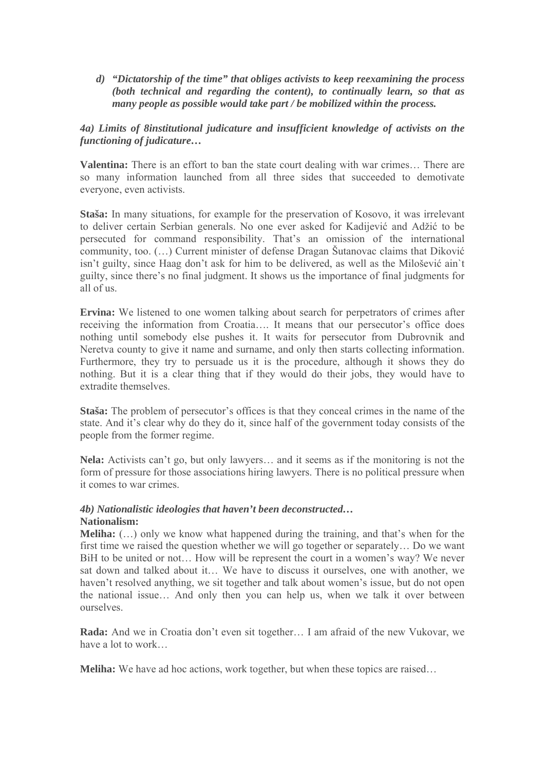*d) **"Dictatorship of the time" that obliges activists to keep reexamining the process (both technical and regarding the content), to continually learn, so that as many people as possible would take part / be mobilized within the process.***

***4a) Limits of 8institutional judicature and insufficient knowledge of activists on the functioning of judicature…***

**Valentina:** There is an effort to ban the state court dealing with war crimes… There are so many information launched from all three sides that succeeded to demotivate everyone, even activists.

**Staša:** In many situations, for example for the preservation of Kosovo, it was irrelevant to deliver certain Serbian generals. No one ever asked for Kadijević and Adžić to be persecuted for command responsibility. That's an omission of the international community, too. (…) Current minister of defense Dragan Šutanovac claims that Diković isn't guilty, since Haag don't ask for him to be delivered, as well as the Milošević ain`t guilty, since there's no final judgment. It shows us the importance of final judgments for all of us.

**Ervina:** We listened to one women talking about search for perpetrators of crimes after receiving the information from Croatia…. It means that our persecutor's office does nothing until somebody else pushes it. It waits for persecutor from Dubrovnik and Neretva county to give it name and surname, and only then starts collecting information. Furthermore, they try to persuade us it is the procedure, although it shows they do nothing. But it is a clear thing that if they would do their jobs, they would have to extradite themselves.

**Staša:** The problem of persecutor's offices is that they conceal crimes in the name of the state. And it's clear why do they do it, since half of the government today consists of the people from the former regime.

**Nela:** Activists can't go, but only lawyers… and it seems as if the monitoring is not the form of pressure for those associations hiring lawyers. There is no political pressure when it comes to war crimes.

***4b) Nationalistic ideologies that haven't been deconstructed…***

**Nationalism:**

**Meliha:** (…) only we know what happened during the training, and that's when for the first time we raised the question whether we will go together or separately… Do we want BiH to be united or not… How will be represent the court in a women's way? We never sat down and talked about it… We have to discuss it ourselves, one with another, we haven't resolved anything, we sit together and talk about women's issue, but do not open the national issue… And only then you can help us, when we talk it over between ourselves.

**Rada:** And we in Croatia don't even sit together… I am afraid of the new Vukovar, we have a lot to work…

**Meliha:** We have ad hoc actions, work together, but when these topics are raised…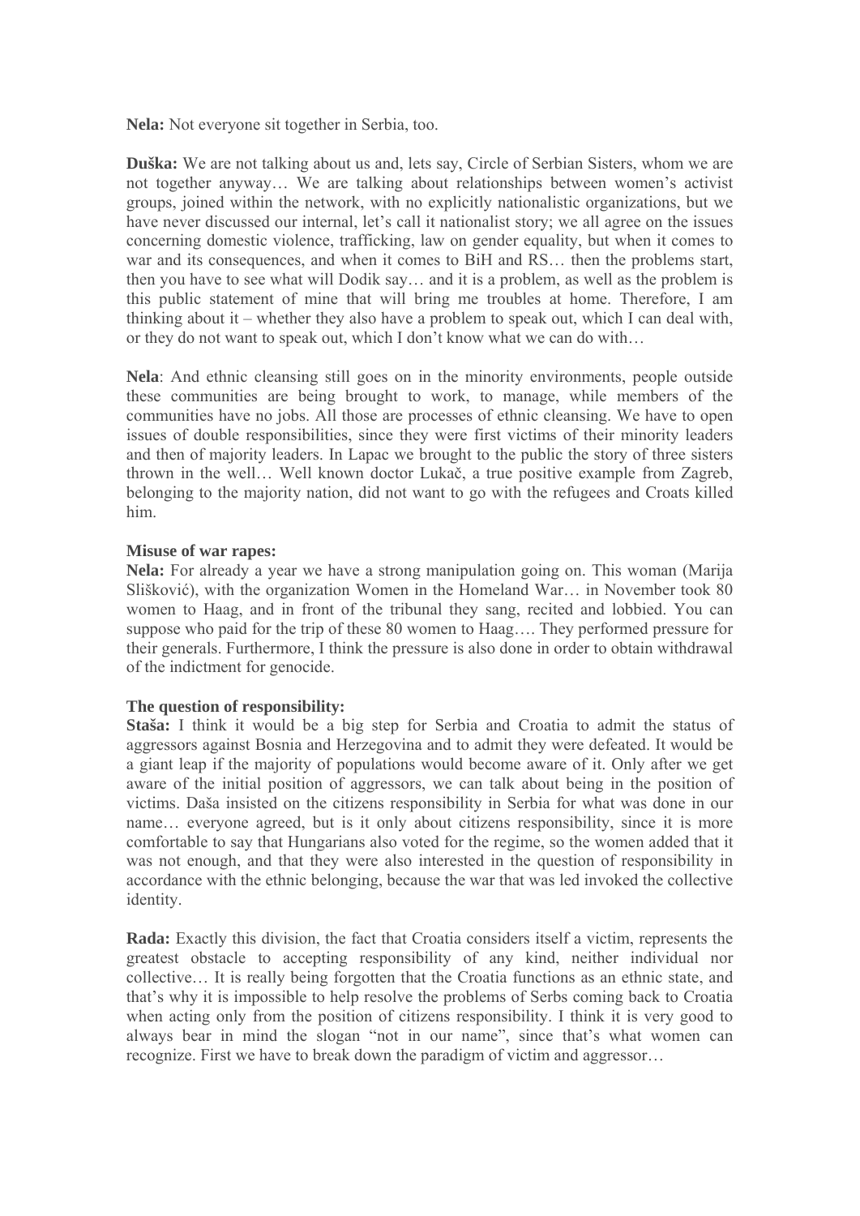**Nela:** Not everyone sit together in Serbia, too.

**Duška:** We are not talking about us and, lets say, Circle of Serbian Sisters, whom we are not together anyway… We are talking about relationships between women's activist groups, joined within the network, with no explicitly nationalistic organizations, but we have never discussed our internal, let's call it nationalist story; we all agree on the issues concerning domestic violence, trafficking, law on gender equality, but when it comes to war and its consequences, and when it comes to BiH and RS… then the problems start, then you have to see what will Dodik say… and it is a problem, as well as the problem is this public statement of mine that will bring me troubles at home. Therefore, I am thinking about it – whether they also have a problem to speak out, which I can deal with, or they do not want to speak out, which I don't know what we can do with…

**Nela**: And ethnic cleansing still goes on in the minority environments, people outside these communities are being brought to work, to manage, while members of the communities have no jobs. All those are processes of ethnic cleansing. We have to open issues of double responsibilities, since they were first victims of their minority leaders and then of majority leaders. In Lapac we brought to the public the story of three sisters thrown in the well… Well known doctor Lukač, a true positive example from Zagreb, belonging to the majority nation, did not want to go with the refugees and Croats killed him.

**Misuse of war rapes:**
**Nela:** For already a year we have a strong manipulation going on. This woman (Marija Slišković), with the organization Women in the Homeland War… in November took 80 women to Haag, and in front of the tribunal they sang, recited and lobbied. You can suppose who paid for the trip of these 80 women to Haag…. They performed pressure for their generals. Furthermore, I think the pressure is also done in order to obtain withdrawal of the indictment for genocide.

**The question of responsibility:**
**Staša:** I think it would be a big step for Serbia and Croatia to admit the status of aggressors against Bosnia and Herzegovina and to admit they were defeated. It would be a giant leap if the majority of populations would become aware of it. Only after we get aware of the initial position of aggressors, we can talk about being in the position of victims. Daša insisted on the citizens responsibility in Serbia for what was done in our name… everyone agreed, but is it only about citizens responsibility, since it is more comfortable to say that Hungarians also voted for the regime, so the women added that it was not enough, and that they were also interested in the question of responsibility in accordance with the ethnic belonging, because the war that was led invoked the collective identity.

**Rada:** Exactly this division, the fact that Croatia considers itself a victim, represents the greatest obstacle to accepting responsibility of any kind, neither individual nor collective… It is really being forgotten that the Croatia functions as an ethnic state, and that's why it is impossible to help resolve the problems of Serbs coming back to Croatia when acting only from the position of citizens responsibility. I think it is very good to always bear in mind the slogan "not in our name", since that's what women can recognize. First we have to break down the paradigm of victim and aggressor…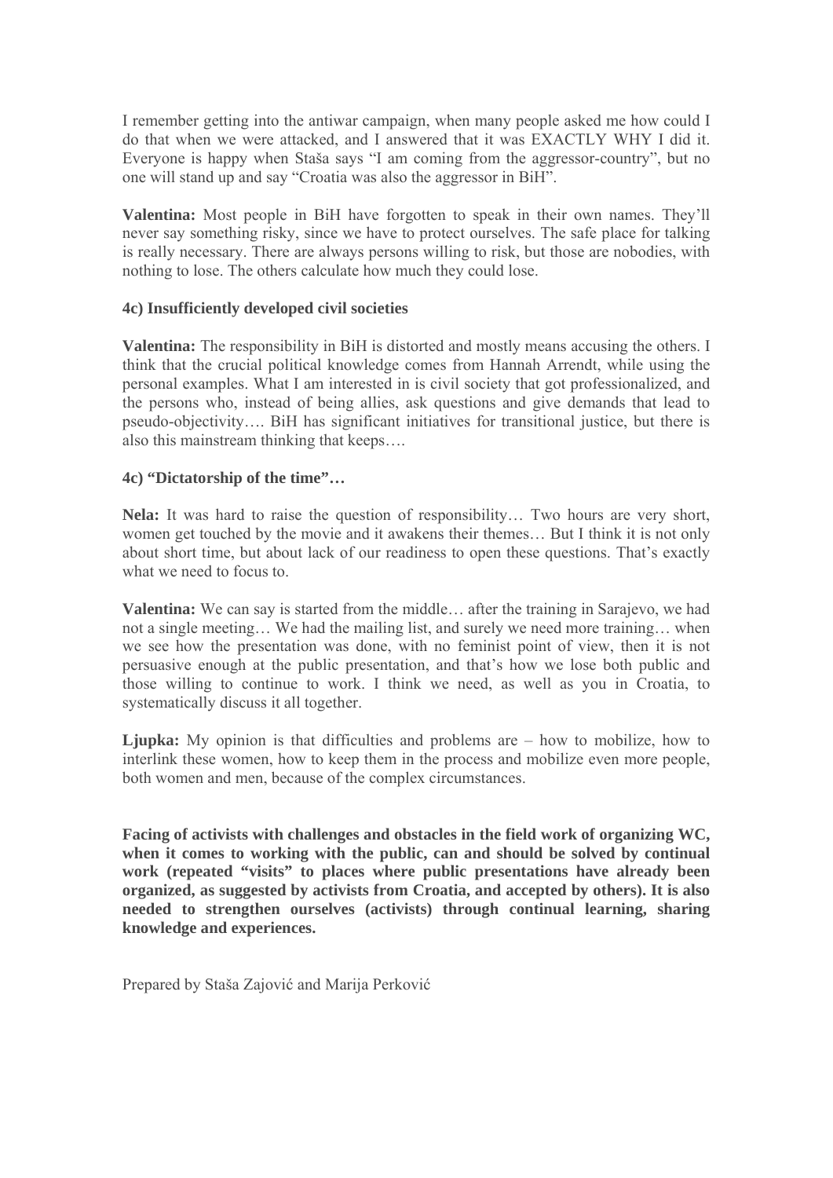I remember getting into the antiwar campaign, when many people asked me how could I do that when we were attacked, and I answered that it was EXACTLY WHY I did it. Everyone is happy when Staša says "I am coming from the aggressor-country", but no one will stand up and say "Croatia was also the aggressor in BiH".

**Valentina:** Most people in BiH have forgotten to speak in their own names. They'll never say something risky, since we have to protect ourselves. The safe place for talking is really necessary. There are always persons willing to risk, but those are nobodies, with nothing to lose. The others calculate how much they could lose.

**4c) Insufficiently developed civil societies**

**Valentina:** The responsibility in BiH is distorted and mostly means accusing the others. I think that the crucial political knowledge comes from Hannah Arrendt, while using the personal examples. What I am interested in is civil society that got professionalized, and the persons who, instead of being allies, ask questions and give demands that lead to pseudo-objectivity…. BiH has significant initiatives for transitional justice, but there is also this mainstream thinking that keeps….

**4c) "Dictatorship of the time"…**

**Nela:** It was hard to raise the question of responsibility… Two hours are very short, women get touched by the movie and it awakens their themes… But I think it is not only about short time, but about lack of our readiness to open these questions. That's exactly what we need to focus to.

**Valentina:** We can say is started from the middle… after the training in Sarajevo, we had not a single meeting… We had the mailing list, and surely we need more training… when we see how the presentation was done, with no feminist point of view, then it is not persuasive enough at the public presentation, and that's how we lose both public and those willing to continue to work. I think we need, as well as you in Croatia, to systematically discuss it all together.

**Ljupka:** My opinion is that difficulties and problems are – how to mobilize, how to interlink these women, how to keep them in the process and mobilize even more people, both women and men, because of the complex circumstances.

**Facing of activists with challenges and obstacles in the field work of organizing WC, when it comes to working with the public, can and should be solved by continual work (repeated "visits" to places where public presentations have already been organized, as suggested by activists from Croatia, and accepted by others). It is also needed to strengthen ourselves (activists) through continual learning, sharing knowledge and experiences.**

Prepared by Staša Zajović and Marija Perković